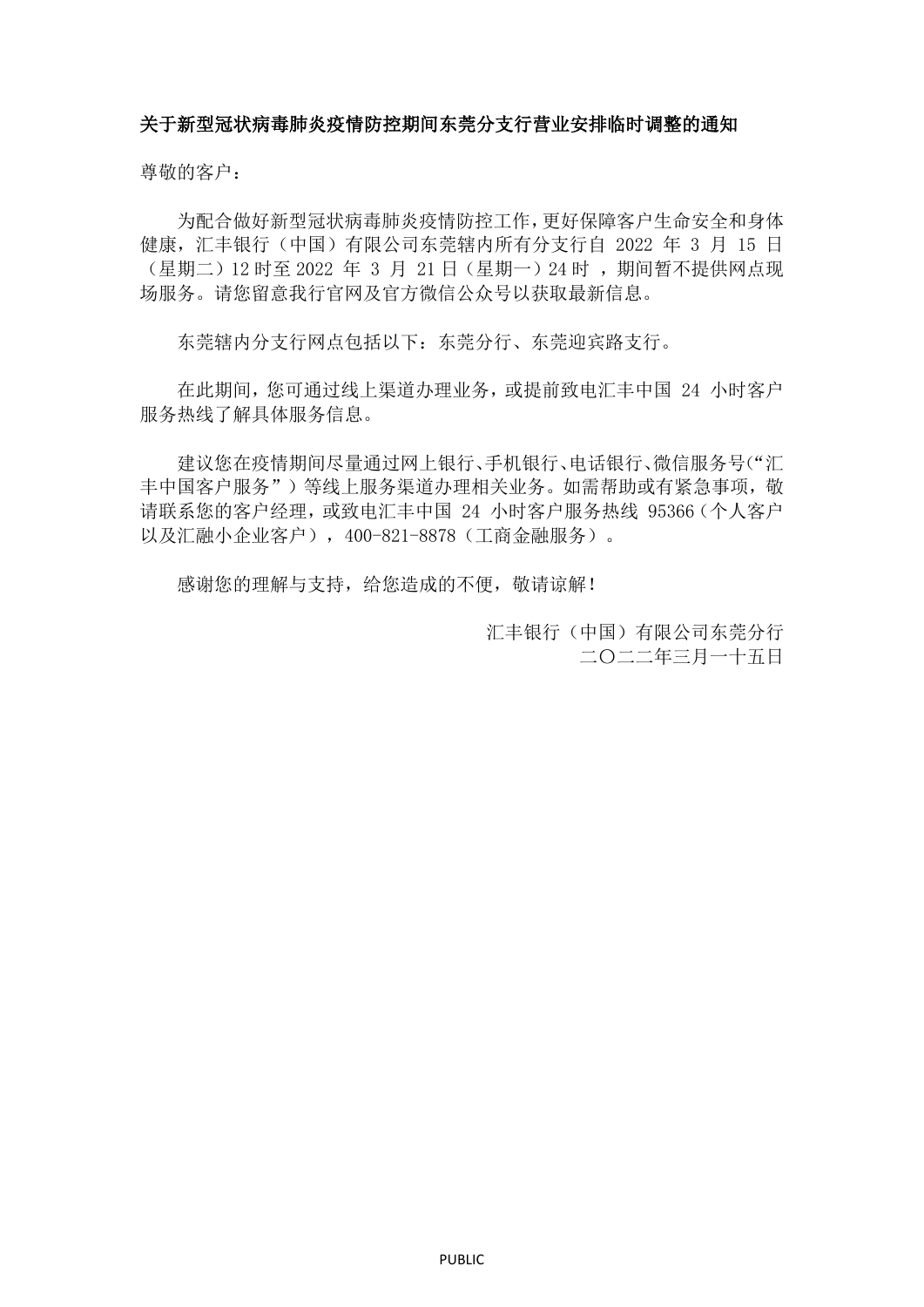**关于新型冠状病毒肺炎疫情防控期间东莞分支行营业安排临时调整的通知**

尊敬的客户：

为配合做好新型冠状病毒肺炎疫情防控工作，更好保障客户生命安全和身体健康，汇丰银行（中国）有限公司东莞辖内所有分支行自 2022 年 3 月 15 日（星期二）12 时至 2022 年 3 月 21 日（星期一）24 时，期间暂不提供网点现场服务。请您留意我行官网及官方微信公众号以获取最新信息。

东莞辖内分支行网点包括以下：东莞分行、东莞迎宾路支行。

在此期间，您可通过线上渠道办理业务，或提前致电汇丰中国 24 小时客户服务热线了解具体服务信息。

建议您在疫情期间尽量通过网上银行、手机银行、电话银行、微信服务号（“汇丰中国客户服务”）等线上服务渠道办理相关业务。如需帮助或有紧急事项，敬请联系您的客户经理，或致电汇丰中国 24 小时客户服务热线 95366（个人客户以及汇融小企业客户），400-821-8878（工商金融服务）。

感谢您的理解与支持，给您造成的不便，敬请谅解！

汇丰银行（中国）有限公司东莞分行
二〇二二年三月一十五日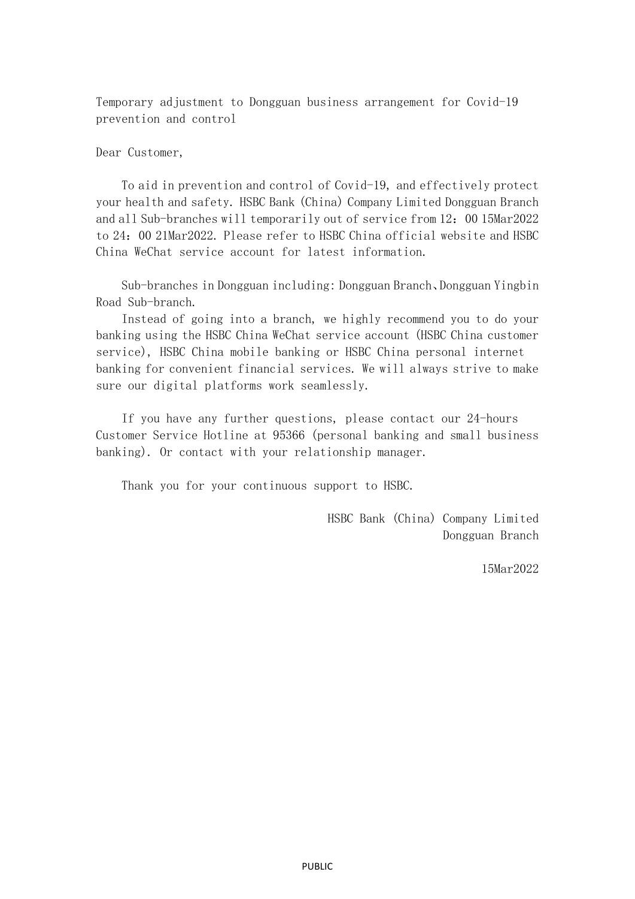Temporary adjustment to Dongguan business arrangement for Covid-19 prevention and control

Dear Customer,

To aid in prevention and control of Covid-19, and effectively protect your health and safety. HSBC Bank (China) Company Limited Dongguan Branch and all Sub-branches will temporarily out of service from 12：00 15Mar2022 to 24：00 21Mar2022. Please refer to HSBC China official website and HSBC China WeChat service account for latest information.

Sub-branches in Dongguan including: Dongguan Branch、Dongguan Yingbin Road Sub-branch.

Instead of going into a branch, we highly recommend you to do your banking using the HSBC China WeChat service account (HSBC China customer service), HSBC China mobile banking or HSBC China personal internet banking for convenient financial services. We will always strive to make sure our digital platforms work seamlessly.

If you have any further questions, please contact our 24-hours Customer Service Hotline at 95366 (personal banking and small business banking). Or contact with your relationship manager.

Thank you for your continuous support to HSBC.

HSBC Bank (China) Company Limited
Dongguan Branch

15Mar2022

PUBLIC